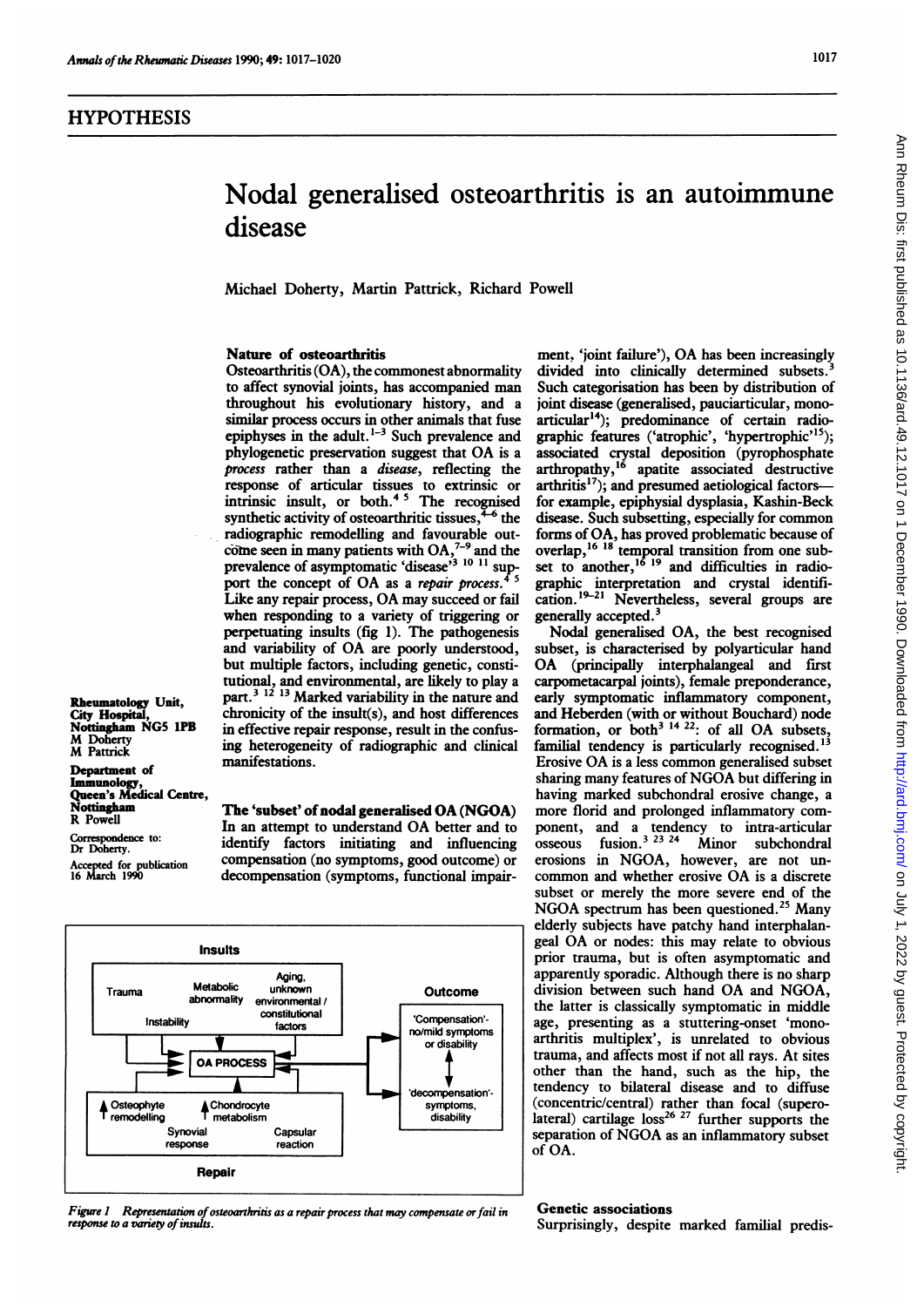## HYPOTHESIS

# Nodal generalised osteoarthritis is an autoimmune disease

Michael Doherty, Martin Pattrick, Richard Powell

Rheumatology Unit, City Hospital, Nottingham NG5 1PB
M Doherty
M Pattrick

Department of Immunology, Queen's Medical Centre, Nottingham
R Powell

Correspondence to: Dr Doherty.

Accepted for publication 16 March 1990

### Nature of osteoarthritis

Osteoarthritis (OA), the commonest abnormality to affect synovial joints, has accompanied man throughout his evolutionary history, and a similar process occurs in other animals that fuse epiphyses in the adult.[1-3] Such prevalence and phylogenetic preservation suggest that OA is a *process* rather than a *disease*, reflecting the response of articular tissues to extrinsic or intrinsic insult, or both.[4 5] The recognised synthetic activity of osteoarthritic tissues,[4-6] the radiographic remodelling and favourable outcome seen in many patients with OA,[7-9] and the prevalence of asymptomatic 'disease'[3 10 11] support the concept of OA as a *repair process*.[4 5] Like any repair process, OA may succeed or fail when responding to a variety of triggering or perpetuating insults (fig 1). The pathogenesis and variability of OA are poorly understood, but multiple factors, including genetic, constitutional, and environmental, are likely to play a part.[3 12 13] Marked variability in the nature and chronicity of the insult(s), and host differences in effective repair response, result in the confusing heterogeneity of radiographic and clinical manifestations.

### The 'subset' of nodal generalised OA (NGOA)

In an attempt to understand OA better and to identify factors initiating and influencing compensation (no symptoms, good outcome) or decompensation (symptoms, functional impairment, 'joint failure'), OA has been increasingly divided into clinically determined subsets.[3] Such categorisation has been by distribution of joint disease (generalised, pauciarticular, monoarticular[14]); predominance of certain radiographic features ('atrophic', 'hypertrophic'[15]); associated crystal deposition (pyrophosphate arthropathy,[16] apatite associated destructive arthritis[17]); and presumed aetiological factors—for example, epiphysial dysplasia, Kashin-Beck disease. Such subsetting, especially for common forms of OA, has proved problematic because of overlap,[16 18] temporal transition from one subset to another,[16 19] and difficulties in radiographic interpretation and crystal identification.[19-21] Nevertheless, several groups are generally accepted.[3]

Nodal generalised OA, the best recognised subset, is characterised by polyarticular hand OA (principally interphalangeal and first carpometacarpal joints), female preponderance, early symptomatic inflammatory component, and Heberden (with or without Bouchard) node formation, or both[3 14 22]: of all OA subsets, familial tendency is particularly recognised.[13] Erosive OA is a less common generalised subset sharing many features of NGOA but differing in having marked subchondral erosive change, a more florid and prolonged inflammatory component, and a tendency to intra-articular osseous fusion.[3 23 24] Minor subchondral erosions in NGOA, however, are not uncommon and whether erosive OA is a discrete subset or merely the more severe end of the NGOA spectrum has been questioned.[25] Many elderly subjects have patchy hand interphalangeal OA or nodes: this may relate to obvious prior trauma, but is often asymptomatic and apparently sporadic. Although there is no sharp division between such hand OA and NGOA, the latter is classically symptomatic in middle age, presenting as a stuttering-onset 'monoarthritis multiplex', is unrelated to obvious trauma, and affects most if not all rays. At sites other than the hand, such as the hip, the tendency to bilateral disease and to diffuse (concentric/central) rather than focal (superolateral) cartilage loss[26 27] further supports the separation of NGOA as an inflammatory subset of OA.

*Figure 1 Representation of osteoarthritis as a repair process that may compensate or fail in response to a variety of insults.*

### Genetic associations

Surprisingly, despite marked familial predis-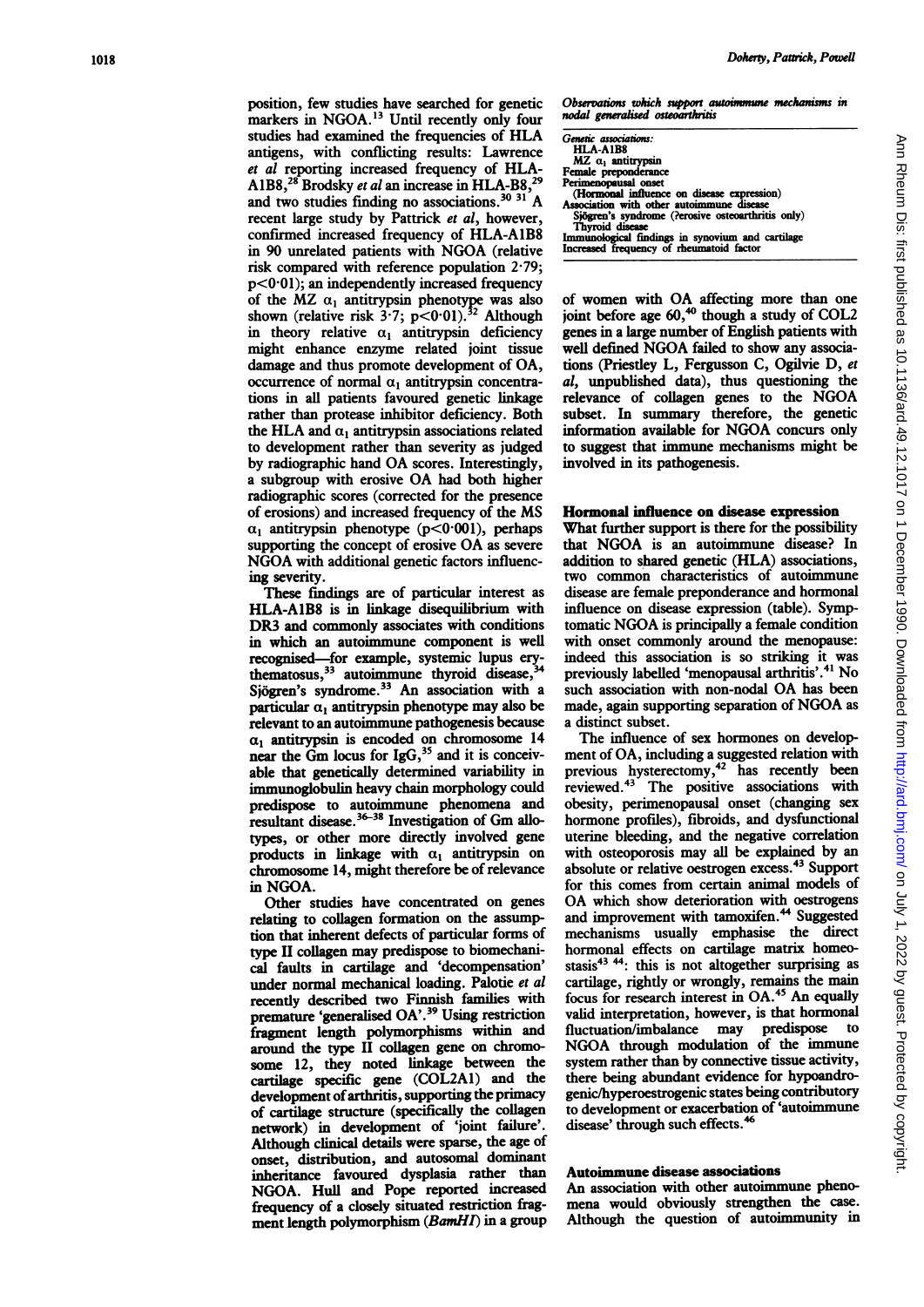position, few studies have searched for genetic markers in NGOA.[13] Until recently only four studies had examined the frequencies of HLA antigens, with conflicting results: Lawrence *et al* reporting increased frequency of HLA-A1B8,[28] Brodsky *et al* an increase in HLA-B8,[29] and two studies finding no associations.[30 31] A recent large study by Pattrick *et al*, however, confirmed increased frequency of HLA-A1B8 in 90 unrelated patients with NGOA (relative risk compared with reference population 2·79; $p<0·01$); an independently increased frequency of the MZ $\alpha_1$ antitrypsin phenotype was also shown (relative risk 3·7; $p<0·01$).[32] Although in theory relative $\alpha_1$ antitrypsin deficiency might enhance enzyme related joint tissue damage and thus promote development of OA, occurrence of normal $\alpha_1$ antitrypsin concentrations in all patients favoured genetic linkage rather than protease inhibitor deficiency. Both the HLA and $\alpha_1$ antitrypsin associations related to development rather than severity as judged by radiographic hand OA scores. Interestingly, a subgroup with erosive OA had both higher radiographic scores (corrected for the presence of erosions) and increased frequency of the MS $\alpha_1$ antitrypsin phenotype ($p<0·001$), perhaps supporting the concept of erosive OA as severe NGOA with additional genetic factors influencing severity.

These findings are of particular interest as HLA-A1B8 is in linkage disequilibrium with DR3 and commonly associates with conditions in which an autoimmune component is well recognised—for example, systemic lupus erythematosus,[33] autoimmune thyroid disease,[34] Sjögren's syndrome.[33] An association with a particular $\alpha_1$ antitrypsin phenotype may also be relevant to an autoimmune pathogenesis because $\alpha_1$ antitrypsin is encoded on chromosome 14 near the Gm locus for IgG,[35] and it is conceivable that genetically determined variability in immunoglobulin heavy chain morphology could predispose to autoimmune phenomena and resultant disease.[36–38] Investigation of Gm allotypes, or other more directly involved gene products in linkage with $\alpha_1$ antitrypsin on chromosome 14, might therefore be of relevance in NGOA.

Other studies have concentrated on genes relating to collagen formation on the assumption that inherent defects of particular forms of type II collagen may predispose to biomechanical faults in cartilage and 'decompensation' under normal mechanical loading. Palotie *et al* recently described two Finnish families with premature 'generalised OA'.[39] Using restriction fragment length polymorphisms within and around the type II collagen gene on chromosome 12, they noted linkage between the cartilage specific gene (COL2A1) and the development of arthritis, supporting the primacy of cartilage structure (specifically the collagen network) in development of 'joint failure'. Although clinical details were sparse, the age of onset, distribution, and autosomal dominant inheritance favoured dysplasia rather than NGOA. Hull and Pope reported increased frequency of a closely situated restriction fragment length polymorphism (*BamHI*) in a group of women with OA affecting more than one joint before age 60,[40] though a study of COL2 genes in a large number of English patients with well defined NGOA failed to show any associations (Priestley L, Fergusson C, Ogilvie D, *et al*, unpublished data), thus questioning the relevance of collagen genes to the NGOA subset. In summary therefore, the genetic information available for NGOA concurs only to suggest that immune mechanisms might be involved in its pathogenesis.

*Observations which support autoimmune mechanisms in nodal generalised osteoarthritis*

| |
|---|
| *Genetic associations:* |
| HLA-A1B8 |
| MZ $\alpha_1$ antitrypsin |
| Female preponderance |
| Perimenopausal onset |
| (Hormonal influence on disease expression) |
| Association with other autoimmune disease |
| Sjögren's syndrome (?erosive osteoarthritis only) |
| Thyroid disease |
| Immunological findings in synovium and cartilage |
| Increased frequency of rheumatoid factor |

## Hormonal influence on disease expression

What further support is there for the possibility that NGOA is an autoimmune disease? In addition to shared genetic (HLA) associations, two common characteristics of autoimmune disease are female preponderance and hormonal influence on disease expression (table). Symptomatic NGOA is principally a female condition with onset commonly around the menopause: indeed this association is so striking it was previously labelled 'menopausal arthritis'.[41] No such association with non-nodal OA has been made, again supporting separation of NGOA as a distinct subset.

The influence of sex hormones on development of OA, including a suggested relation with previous hysterectomy,[42] has recently been reviewed.[43] The positive associations with obesity, perimenopausal onset (changing sex hormone profiles), fibroids, and dysfunctional uterine bleeding, and the negative correlation with osteoporosis may all be explained by an absolute or relative oestrogen excess.[43] Support for this comes from certain animal models of OA which show deterioration with oestrogens and improvement with tamoxifen.[44] Suggested mechanisms usually emphasise the direct hormonal effects on cartilage matrix homeostasis[43 44]: this is not altogether surprising as cartilage, rightly or wrongly, remains the main focus for research interest in OA.[45] An equally valid interpretation, however, is that hormonal fluctuation/imbalance may predispose to NGOA through modulation of the immune system rather than by connective tissue activity, there being abundant evidence for hypoandrogenic/hyperoestrogenic states being contributory to development or exacerbation of 'autoimmune disease' through such effects.[46]

## Autoimmune disease associations

An association with other autoimmune phenomena would obviously strengthen the case. Although the question of autoimmunity in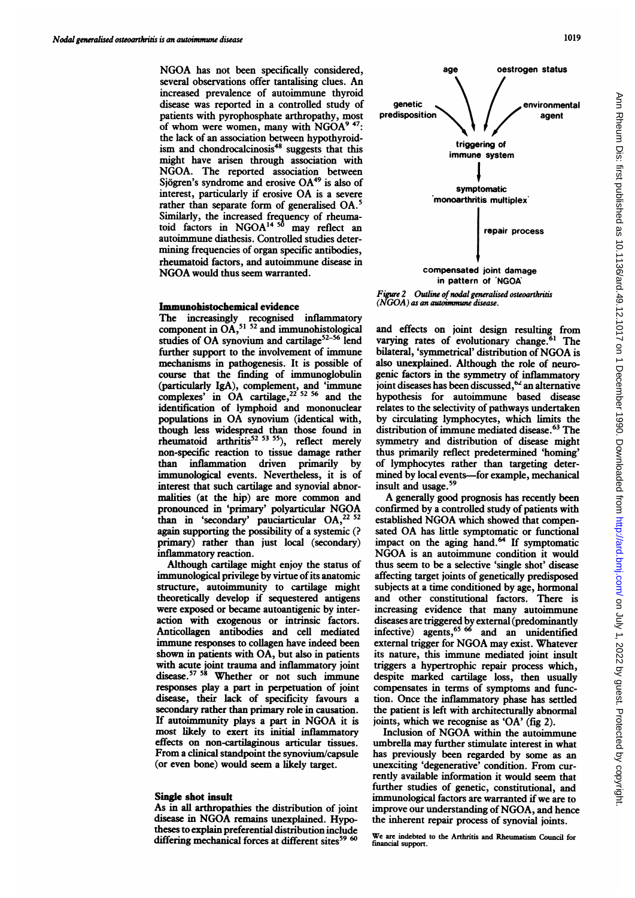NGOA has not been specifically considered, several observations offer tantalising clues. An increased prevalence of autoimmune thyroid disease was reported in a controlled study of patients with pyrophosphate arthropathy, most of whom were women, many with NGOA[9 47]: the lack of an association between hypothyroidism and chondrocalcinosis[48] suggests that this might have arisen through association with NGOA. The reported association between Sjögren's syndrome and erosive OA[49] is also of interest, particularly if erosive OA is a severe rather than separate form of generalised OA.[5] Similarly, the increased frequency of rheumatoid factors in NGOA[14 50] may reflect an autoimmune diathesis. Controlled studies determining frequencies of organ specific antibodies, rheumatoid factors, and autoimmune disease in NGOA would thus seem warranted.

### Immunohistochemical evidence

The increasingly recognised inflammatory component in OA,[51 52] and immunohistological studies of OA synovium and cartilage[52–56] lend further support to the involvement of immune mechanisms in pathogenesis. It is possible of course that the finding of immunoglobulin (particularly IgA), complement, and 'immune complexes' in OA cartilage,[22 52 56] and the identification of lymphoid and mononuclear populations in OA synovium (identical with, though less widespread than those found in rheumatoid arthritis[52 53 55]), reflect merely non-specific reaction to tissue damage rather than inflammation driven primarily by immunological events. Nevertheless, it is of interest that such cartilage and synovial abnormalities (at the hip) are more common and pronounced in 'primary' polyarticular NGOA than in 'secondary' pauciarticular OA,[22 52] again supporting the possibility of a systemic (? primary) rather than just local (secondary) inflammatory reaction.

Although cartilage might enjoy the status of immunological privilege by virtue of its anatomic structure, autoimmunity to cartilage might theoretically develop if sequestered antigens were exposed or became autoantigenic by interaction with exogenous or intrinsic factors. Anticollagen antibodies and cell mediated immune responses to collagen have indeed been shown in patients with OA, but also in patients with acute joint trauma and inflammatory joint disease.[57 58] Whether or not such immune responses play a part in perpetuation of joint disease, their lack of specificity favours a secondary rather than primary role in causation. If autoimmunity plays a part in NGOA it is most likely to exert its initial inflammatory effects on non-cartilaginous articular tissues. From a clinical standpoint the synovium/capsule (or even bone) would seem a likely target.

### Single shot insult

As in all arthropathies the distribution of joint disease in NGOA remains unexplained. Hypotheses to explain preferential distribution include differing mechanical forces at different sites[59 60] and effects on joint design resulting from varying rates of evolutionary change.[61] The bilateral, 'symmetrical' distribution of NGOA is also unexplained. Although the role of neurogenic factors in the symmetry of inflammatory joint diseases has been discussed,[62] an alternative hypothesis for autoimmune based disease relates to the selectivity of pathways undertaken by circulating lymphocytes, which limits the distribution of immune mediated disease.[63] The symmetry and distribution of disease might thus primarily reflect predetermined 'homing' of lymphocytes rather than targeting determined by local events—for example, mechanical insult and usage.[59]

A generally good prognosis has recently been confirmed by a controlled study of patients with established NGOA which showed that compensated OA has little symptomatic or functional impact on the aging hand.[64] If symptomatic NGOA is an autoimmune condition it would thus seem to be a selective 'single shot' disease affecting target joints of genetically predisposed subjects at a time conditioned by age, hormonal and other constitutional factors. There is increasing evidence that many autoimmune diseases are triggered by external (predominantly infective) agents,[65 66] and an unidentified external trigger for NGOA may exist. Whatever its nature, this immune mediated joint insult triggers a hypertrophic repair process which, despite marked cartilage loss, then usually compensates in terms of symptoms and function. Once the inflammatory phase has settled the patient is left with architecturally abnormal joints, which we recognise as 'OA' (fig 2).

age → oestrogen status → genetic predisposition → environmental agent → triggering of immune system → symptomatic 'monoarthritis multiplex' → repair process → compensated joint damage in pattern of 'NGOA'

*Figure 2 Outline of nodal generalised osteoarthritis (NGOA) as an autoimmune disease.*

Inclusion of NGOA within the autoimmune umbrella may further stimulate interest in what has previously been regarded by some as an unexciting 'degenerative' condition. From currently available information it would seem that further studies of genetic, constitutional, and immunological factors are warranted if we are to improve our understanding of NGOA, and hence the inherent repair process of synovial joints.

We are indebted to the Arthritis and Rheumatism Council for financial support.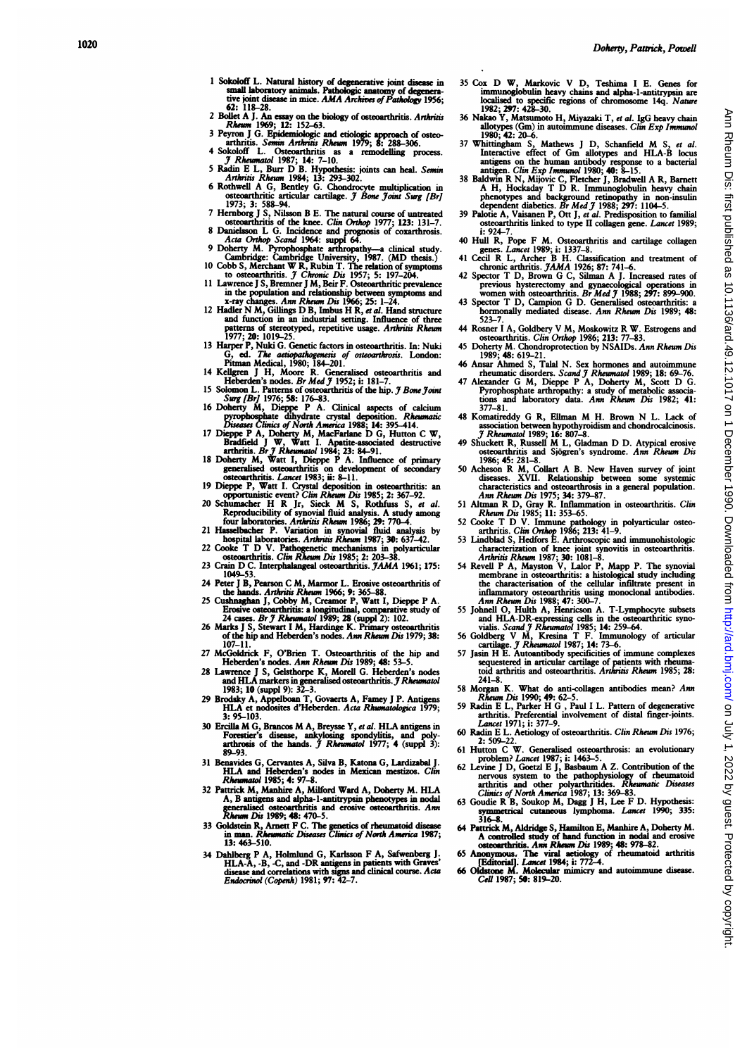1 Sokoloff L. Natural history of degenerative joint disease in small laboratory animals. Pathologic anatomy of degenerative joint disease in mice. *AMA Archives of Pathology* 1956; 62: 118–28.

2 Bollet A J. An essay on the biology of osteoarthritis. *Arthritis Rheum* 1969; 12: 152–63.

3 Peyron J G. Epidemiologic and etiologic approach of osteoarthritis. *Semin Arthritis Rheum* 1979; 8: 288–306.

4 Sokoloff L. Osteoarthritis as a remodelling process. *J Rheumatol* 1987; 14: 7–10.

5 Radin E L, Burr D B. Hypothesis: joints can heal. *Semin Arthritis Rheum* 1984; 13: 293–302.

6 Rothwell A G, Bentley G. Chondrocyte multiplication in osteoarthritic articular cartilage. *J Bone Joint Surg [Br]* 1973; 3: 588–94.

7 Hernborg J S, Nilsson B E. The natural course of untreated osteoarthritis of the knee. *Clin Orthop* 1977; 123: 131–7.

8 Danielsson L G. Incidence and prognosis of coxarthrosis. *Acta Orthop Scand* 1964: suppl 64.

9 Doherty M. Pyrophosphate arthropathy—a clinical study. Cambridge: Cambridge University, 1987. (MD thesis.)

10 Cobb S, Merchant W R, Rubin T. The relation of symptoms to osteoarthritis. *J Chronic Dis* 1957; 5: 197–204.

11 Lawrence J S, Bremner J M, Beir F. Osteoarthritic prevalence in the population and relationship between symptoms and x-ray changes. *Ann Rheum Dis* 1966; 25: 1–24.

12 Hadler N M, Gillings D B, Imbus H R, *et al*. Hand structure and function in an industrial setting. Influence of three patterns of stereotyped, repetitive usage. *Arthritis Rheum* 1977; 20: 1019–25.

13 Harper P, Nuki G. Genetic factors in osteoarthritis. In: Nuki G, ed. *The aetiopathogenesis of osteoarthrosis*. London: Pitman Medical, 1980; 184–201.

14 Kellgren J H, Moore R. Generalised osteoarthritis and Heberden's nodes. *Br Med J* 1952; i: 181–7.

15 Solomon L. Patterns of osteoarthritis of the hip. *J Bone Joint Surg [Br]* 1976; 58: 176–83.

16 Doherty M, Dieppe P A. Clinical aspects of calcium pyrophosphate dihydrate crystal deposition. *Rheumatic Diseases Clinics of North America* 1988; 14: 395–414.

17 Dieppe P A, Doherty M, MacFarlane D G, Hutton C W, Bradfield J W, Watt I. Apatite-associated destructive arthritis. *Br J Rheumatol* 1984; 23: 84–91.

18 Doherty M, Watt I, Dieppe P A. Influence of primary generalised osteoarthritis on development of secondary osteoarthritis. *Lancet* 1983; ii: 8–11.

19 Dieppe P, Watt I. Crystal deposition in osteoarthritis: an opportunistic event? *Clin Rheum Dis* 1985; 2: 367–92.

20 Schumacher H R Jr, Sieck M S, Rothfuss S, *et al*. Reproducibility of synovial fluid analysis. A study among four laboratories. *Arthritis Rheum* 1986; 29: 770–4.

21 Hasselbacher P. Variation in synovial fluid analysis by hospital laboratories. *Arthritis Rheum* 1987; 30: 637–42.

22 Cooke T D V. Pathogenetic mechanisms in polyarticular osteoarthritis. *Clin Rheum Dis* 1985; 2: 203–38.

23 Crain D C. Interphalangeal osteoarthritis. *JAMA* 1961; 175: 1049–53.

24 Peter J B, Pearson C M, Marmor L. Erosive osteoarthritis of the hands. *Arthritis Rheum* 1966; 9: 365–88.

25 Cushnaghan J, Cobby M, Creamor P, Watt I, Dieppe P A. Erosive osteoarthritis: a longitudinal, comparative study of 24 cases. *Br J Rheumatol* 1989; 28 (suppl 2): 102.

26 Marks J S, Stewart I M, Hardinge K. Primary osteoarthritis of the hip and Heberden's nodes. *Ann Rheum Dis* 1979; 38: 107–11.

27 McGoldrick F, O'Brien T. Osteoarthritis of the hip and Heberden's nodes. *Ann Rheum Dis* 1989; 48: 53–5.

28 Lawrence J S, Gelsthorpe K, Morell G. Heberden's nodes and HLA markers in generalised osteoarthritis. *J Rheumatol* 1983; 10 (suppl 9): 32–3.

29 Brodsky A, Appelboan T, Govaerts A, Famey J P. Antigens HLA et nodosites d'Heberden. *Acta Rhumatologica* 1979; 3: 95–103.

30 Ercilla M G, Brancos M A, Breysse Y, *et al*. HLA antigens in Forestier's disease, ankylosing spondylitis, and polyarthrosis of the hands. *J Rheumatol* 1977; 4 (suppl 3): 89–93.

31 Benavides G, Cervantes A, Silva B, Katona G, Lardizabal J. HLA and Heberden's nodes in Mexican mestizos. *Clin Rheumatol* 1985; 4: 97–8.

32 Pattrick M, Manhire A, Milford Ward A, Doherty M. HLA A, B antigens and alpha-1-antitrypsin phenotypes in nodal generalised osteoarthritis and erosive osteoarthritis. *Ann Rheum Dis* 1989; 48: 470–5.

33 Goldstein R, Arnett F C. The genetics of rheumatoid disease in man. *Rheumatic Diseases Clinics of North America* 1987; 13: 463–510.

34 Dahlberg P A, Holmlund G, Karlsson F A, Safwenberg J. HLA-A, -B, -C, and -DR antigens in patients with Graves' disease and correlations with signs and clinical course. *Acta Endocrinol (Copenh)* 1981; 97: 42–7.

35 Cox D W, Markovic V D, Teshima I E. Genes for immunoglobulin heavy chains and alpha-1-antitrypsin are localised to specific regions of chromosome 14q. *Nature* 1982; 297: 428–30.

36 Nakao Y, Matsumoto H, Miyazaki T, *et al*. IgG heavy chain allotypes (Gm) in autoimmune diseases. *Clin Exp Immunol* 1980; 42: 20–6.

37 Whittingham S, Mathews J D, Schanfield M S, *et al*. Interactive effect of Gm allotypes and HLA-B locus antigens on the human antibody response to a bacterial antigen. *Clin Exp Immunol* 1980; 40: 8–15.

38 Baldwin R N, Mijovic C, Fletcher J, Bradwell A R, Barnett A H, Hockaday T D R. Immunoglobulin heavy chain phenotypes and background retinopathy in non-insulin dependent diabetics. *Br Med J* 1988; 297: 1104–5.

39 Palotie A, Vaisanen P, Ott J, *et al*. Predisposition to familial osteoarthritis linked to type II collagen gene. *Lancet* 1989; i: 924–7.

40 Hull R, Pope F M. Osteoarthritis and cartilage collagen genes. *Lancet* 1989; i: 1337–8.

41 Cecil R L, Archer B H. Classification and treatment of chronic arthritis. *JAMA* 1926; 87: 741–6.

42 Spector T D, Brown G C, Silman A J. Increased rates of previous hysterectomy and gynaecological operations in women with osteoarthritis. *Br Med J* 1988; 297: 899–900.

43 Spector T D, Campion G D. Generalised osteoarthritis: a hormonally mediated disease. *Ann Rheum Dis* 1989; 48: 523–7.

44 Rosner I A, Goldbery V M, Moskowitz R W. Estrogens and osteoarthritis. *Clin Orthop* 1986; 213: 77–83.

45 Doherty M. Chondroprotection by NSAIDs. *Ann Rheum Dis* 1989; 48: 619–21.

46 Ansar Ahmed S, Talal N. Sex hormones and autoimmune rheumatic disorders. *Scand J Rheumatol* 1989; 18: 69–76.

47 Alexander G M, Dieppe P A, Doherty M, Scott D G. Pyrophosphate arthropathy: a study of metabolic associations and laboratory data. *Ann Rheum Dis* 1982; 41: 377–81.

48 Komatireddy G R, Ellman M H. Brown N L. Lack of association between hypothyroidism and chondrocalcinosis. *J Rheumatol* 1989; 16: 807–8.

49 Shuckett R, Russell M L, Gladman D D. Atypical erosive osteoarthritis and Sjögren's syndrome. *Ann Rheum Dis* 1986; 45: 281–8.

50 Acheson R M, Collart A B. New Haven survey of joint diseases. XVII. Relationship between some systemic characteristics and osteoarthrosis in a general population. *Ann Rheum Dis* 1975; 34: 379–87.

51 Altman R D, Gray R. Inflammation in osteoarthritis. *Clin Rheum Dis* 1985; 11: 353–65.

52 Cooke T D V. Immune pathology in polyarticular osteoarthritis. *Clin Orthop* 1986; 213: 41–9.

53 Lindblad S, Hedfors E. Arthroscopic and immunohistologic characterization of knee joint synovitis in osteoarthritis. *Arthritis Rheum* 1987; 30: 1081–8.

54 Revell P A, Mayston V, Lalor P, Mapp P. The synovial membrane in osteoarthritis: a histological study including the characterisation of the cellular infiltrate present in inflammatory osteoarthritis using monoclonal antibodies. *Ann Rheum Dis* 1988; 47: 300–7.

55 Johnell O, Hulth A, Henricson A. T-Lymphocyte subsets and HLA-DR-expressing cells in the osteoarthritic synovialis. *Scand J Rheumatol* 1985; 14: 259–64.

56 Goldberg V M, Kresina T F. Immunology of articular cartilage. *J Rheumatol* 1987; 14: 73–6.

57 Jasin H E. Autoantibody specificities of immune complexes sequestered in articular cartilage of patients with rheumatoid arthritis and osteoarthritis. *Arthritis Rheum* 1985; 28: 241–8.

58 Morgan K. What do anti-collagen antibodies mean? *Ann Rheum Dis* 1990; 49: 62–5.

59 Radin E L, Parker H G, Paul I L. Pattern of degenerative arthritis. Preferential involvement of distal finger-joints. *Lancet* 1971; i: 377–9.

60 Radin E L. Aetiology of osteoarthritis. *Clin Rheum Dis* 1976; 2: 509–22.

61 Hutton C W. Generalised osteoarthrosis: an evolutionary problem? *Lancet* 1987; i: 1463–5.

62 Levine J D, Goetzl E J, Basbaum A Z. Contribution of the nervous system to the pathophysiology of rheumatoid arthritis and other polyarthritides. *Rheumatic Diseases Clinics of North America* 1987; 13: 369–83.

63 Goudie R B, Soukop M, Dagg J H, Lee F D. Hypothesis: symmetrical cutaneous lymphoma. *Lancet* 1990; 335: 316–8.

64 Pattrick M, Aldridge S, Hamilton E, Manhire A, Doherty M. A controlled study of hand function in nodal and erosive osteoarthritis. *Ann Rheum Dis* 1989; 48: 978–82.

65 Anonymous. The viral aetiology of rheumatoid arthritis [Editorial]. *Lancet* 1984; i: 772–4.

66 Oldstone M. Molecular mimicry and autoimmune disease. *Cell* 1987; 50: 819–20.